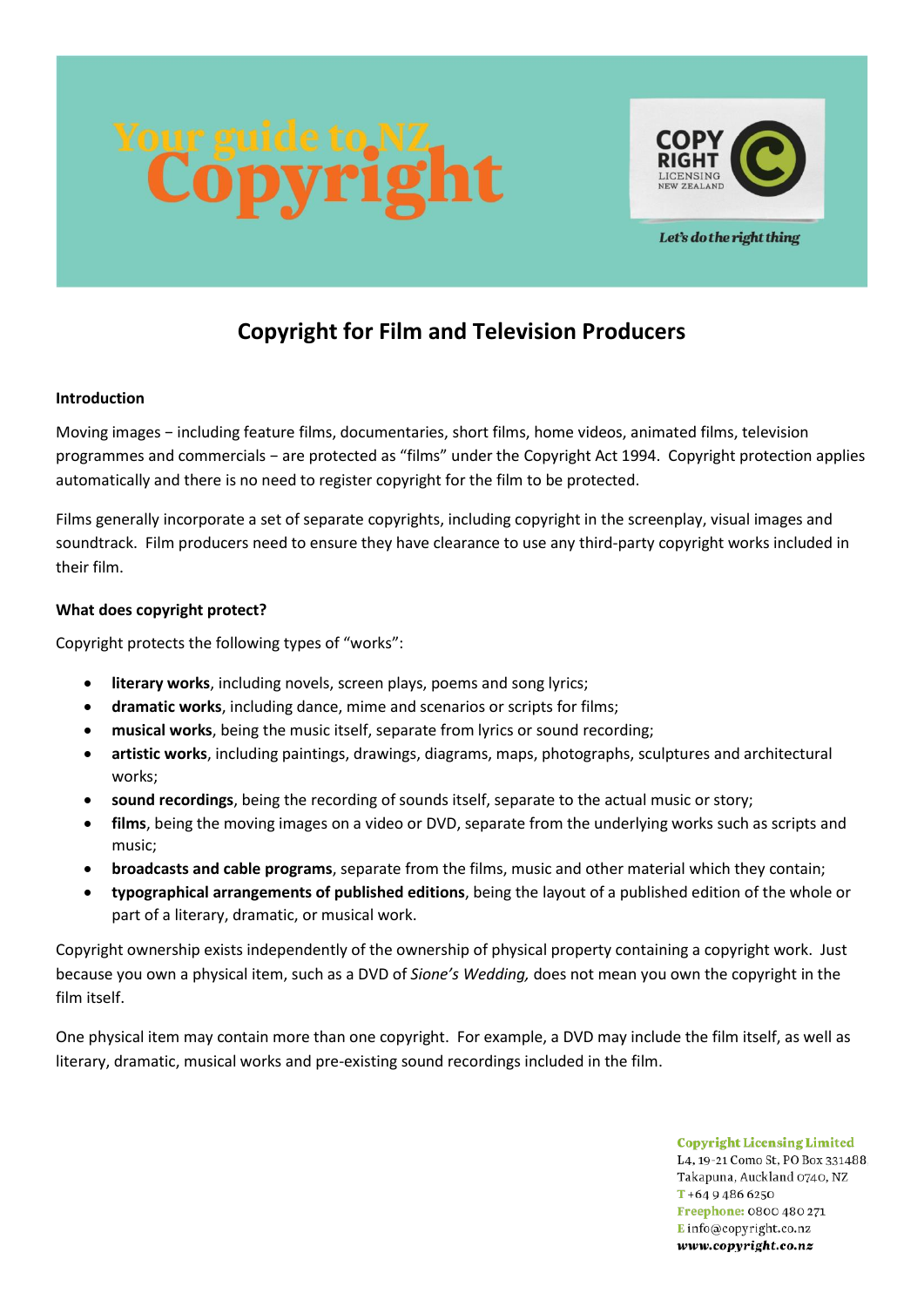# Your guide to NZ Copyright

COPY RIGHT LICENSING NEW ZEALAND

*Let's do the right thing*

## Copyright for Film and Television Producers

### Introduction

Moving images – including feature films, documentaries, short films, home videos, animated films, television programmes and commercials – are protected as "films" under the Copyright Act 1994. Copyright protection applies automatically and there is no need to register copyright for the film to be protected.

Films generally incorporate a set of separate copyrights, including copyright in the screenplay, visual images and soundtrack. Film producers need to ensure they have clearance to use any third-party copyright works included in their film.

### What does copyright protect?

Copyright protects the following types of "works":

- **literary works**, including novels, screen plays, poems and song lyrics;
- **dramatic works**, including dance, mime and scenarios or scripts for films;
- **musical works**, being the music itself, separate from lyrics or sound recording;
- **artistic works**, including paintings, drawings, diagrams, maps, photographs, sculptures and architectural works;
- **sound recordings**, being the recording of sounds itself, separate to the actual music or story;
- **films**, being the moving images on a video or DVD, separate from the underlying works such as scripts and music;
- **broadcasts and cable programs**, separate from the films, music and other material which they contain;
- **typographical arrangements of published editions**, being the layout of a published edition of the whole or part of a literary, dramatic, or musical work.

Copyright ownership exists independently of the ownership of physical property containing a copyright work. Just because you own a physical item, such as a DVD of *Sione's Wedding,* does not mean you own the copyright in the film itself.

One physical item may contain more than one copyright. For example, a DVD may include the film itself, as well as literary, dramatic, musical works and pre-existing sound recordings included in the film.

**Copyright Licensing Limited**
L4, 19-21 Como St, PO Box 331488
Takapuna, Auckland 0740, NZ
T +64 9 486 6250
Freephone: 0800 480 271
E info@copyright.co.nz
www.copyright.co.nz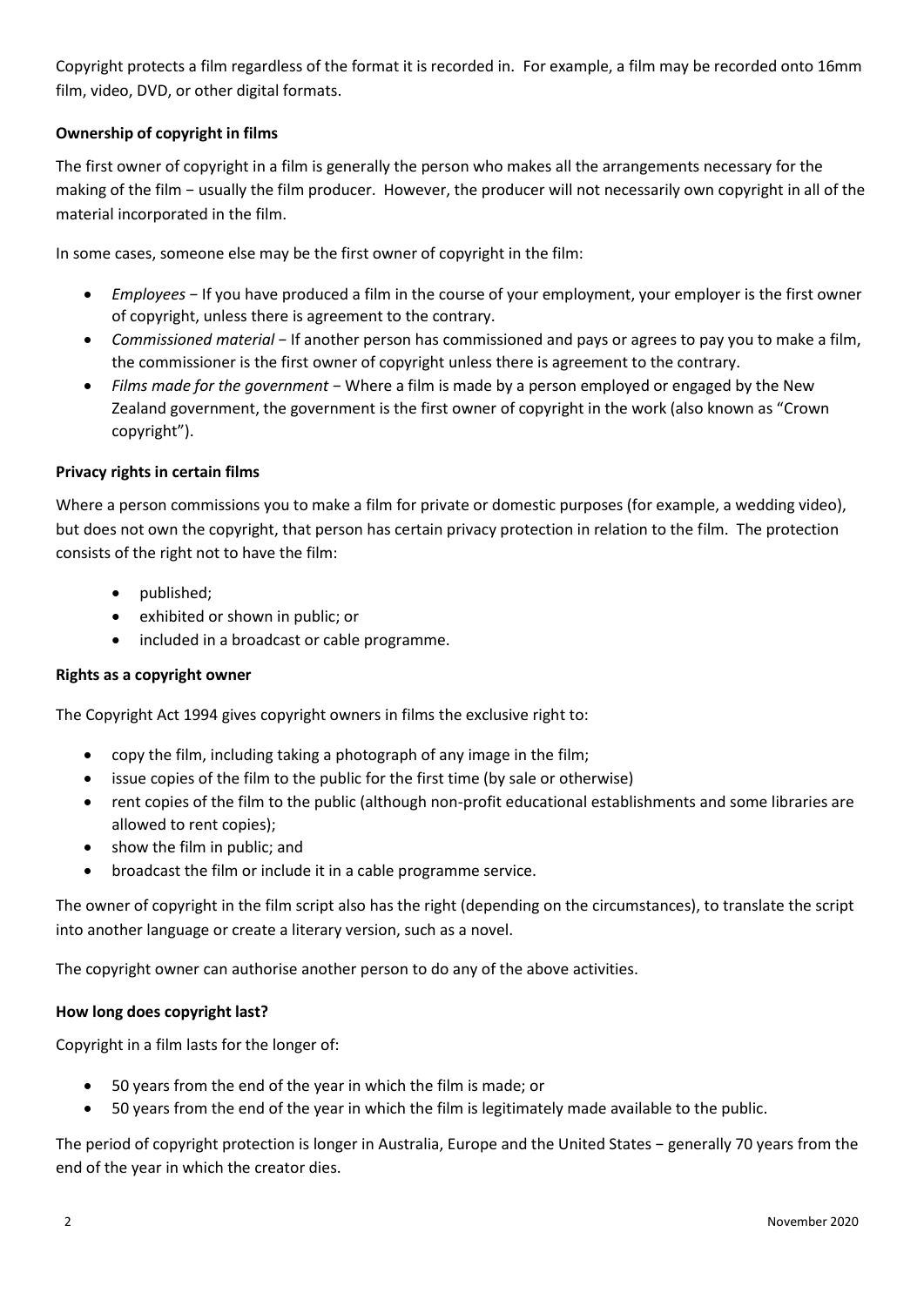Copyright protects a film regardless of the format it is recorded in. For example, a film may be recorded onto 16mm film, video, DVD, or other digital formats.

**Ownership of copyright in films**

The first owner of copyright in a film is generally the person who makes all the arrangements necessary for the making of the film − usually the film producer. However, the producer will not necessarily own copyright in all of the material incorporated in the film.

In some cases, someone else may be the first owner of copyright in the film:

- *Employees* − If you have produced a film in the course of your employment, your employer is the first owner of copyright, unless there is agreement to the contrary.
- *Commissioned material* − If another person has commissioned and pays or agrees to pay you to make a film, the commissioner is the first owner of copyright unless there is agreement to the contrary.
- *Films made for the government* − Where a film is made by a person employed or engaged by the New Zealand government, the government is the first owner of copyright in the work (also known as "Crown copyright").

**Privacy rights in certain films**

Where a person commissions you to make a film for private or domestic purposes (for example, a wedding video), but does not own the copyright, that person has certain privacy protection in relation to the film. The protection consists of the right not to have the film:

- published;
- exhibited or shown in public; or
- included in a broadcast or cable programme.

**Rights as a copyright owner**

The Copyright Act 1994 gives copyright owners in films the exclusive right to:

- copy the film, including taking a photograph of any image in the film;
- issue copies of the film to the public for the first time (by sale or otherwise)
- rent copies of the film to the public (although non-profit educational establishments and some libraries are allowed to rent copies);
- show the film in public; and
- broadcast the film or include it in a cable programme service.

The owner of copyright in the film script also has the right (depending on the circumstances), to translate the script into another language or create a literary version, such as a novel.

The copyright owner can authorise another person to do any of the above activities.

**How long does copyright last?**

Copyright in a film lasts for the longer of:

- 50 years from the end of the year in which the film is made; or
- 50 years from the end of the year in which the film is legitimately made available to the public.

The period of copyright protection is longer in Australia, Europe and the United States − generally 70 years from the end of the year in which the creator dies.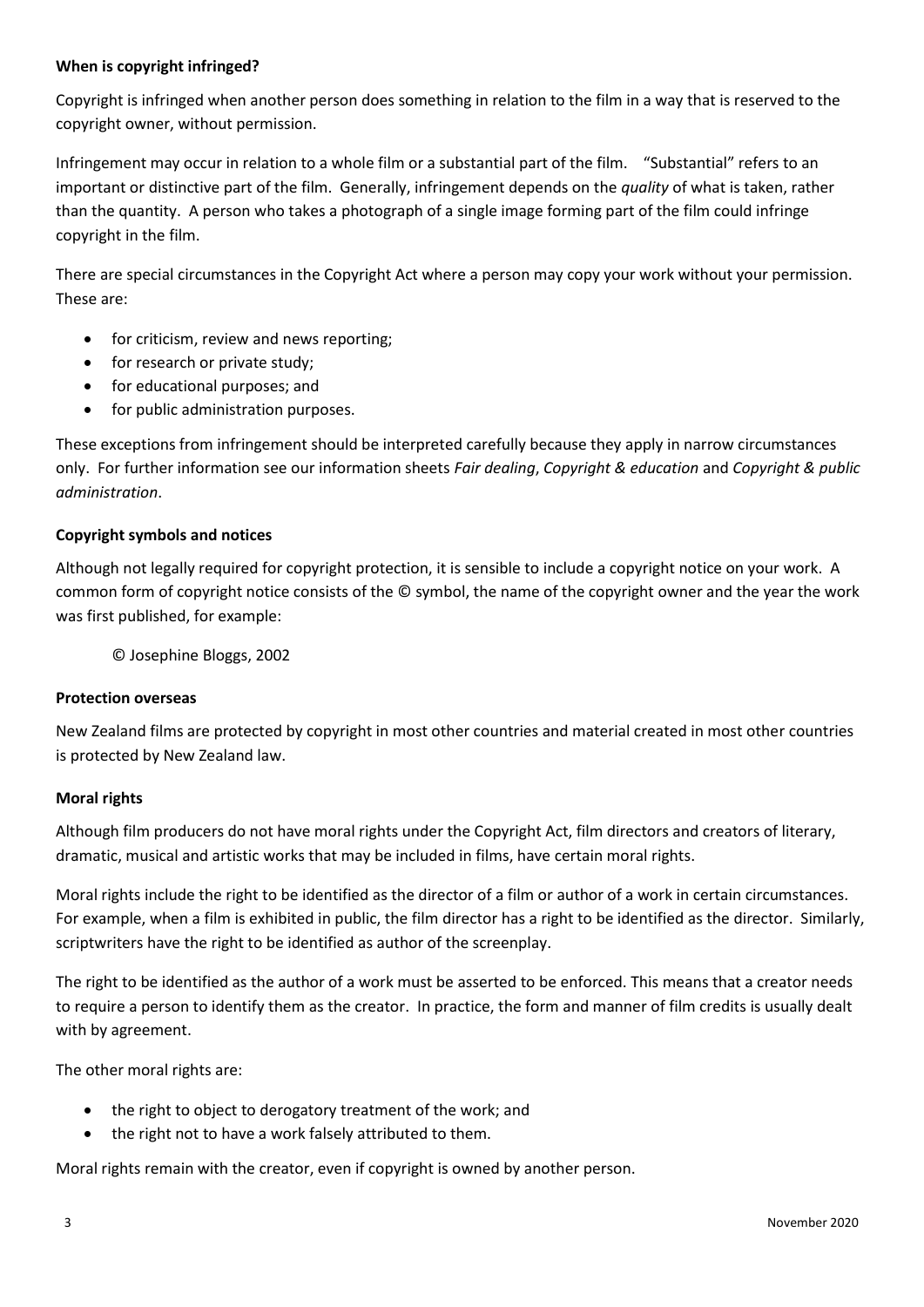**When is copyright infringed?**

Copyright is infringed when another person does something in relation to the film in a way that is reserved to the copyright owner, without permission.

Infringement may occur in relation to a whole film or a substantial part of the film. "Substantial" refers to an important or distinctive part of the film. Generally, infringement depends on the *quality* of what is taken, rather than the quantity. A person who takes a photograph of a single image forming part of the film could infringe copyright in the film.

There are special circumstances in the Copyright Act where a person may copy your work without your permission. These are:

- for criticism, review and news reporting;
- for research or private study;
- for educational purposes; and
- for public administration purposes.

These exceptions from infringement should be interpreted carefully because they apply in narrow circumstances only. For further information see our information sheets *Fair dealing*, *Copyright & education* and *Copyright & public administration*.

**Copyright symbols and notices**

Although not legally required for copyright protection, it is sensible to include a copyright notice on your work. A common form of copyright notice consists of the © symbol, the name of the copyright owner and the year the work was first published, for example:

© Josephine Bloggs, 2002

**Protection overseas**

New Zealand films are protected by copyright in most other countries and material created in most other countries is protected by New Zealand law.

**Moral rights**

Although film producers do not have moral rights under the Copyright Act, film directors and creators of literary, dramatic, musical and artistic works that may be included in films, have certain moral rights.

Moral rights include the right to be identified as the director of a film or author of a work in certain circumstances. For example, when a film is exhibited in public, the film director has a right to be identified as the director. Similarly, scriptwriters have the right to be identified as author of the screenplay.

The right to be identified as the author of a work must be asserted to be enforced. This means that a creator needs to require a person to identify them as the creator. In practice, the form and manner of film credits is usually dealt with by agreement.

The other moral rights are:

- the right to object to derogatory treatment of the work; and
- the right not to have a work falsely attributed to them.

Moral rights remain with the creator, even if copyright is owned by another person.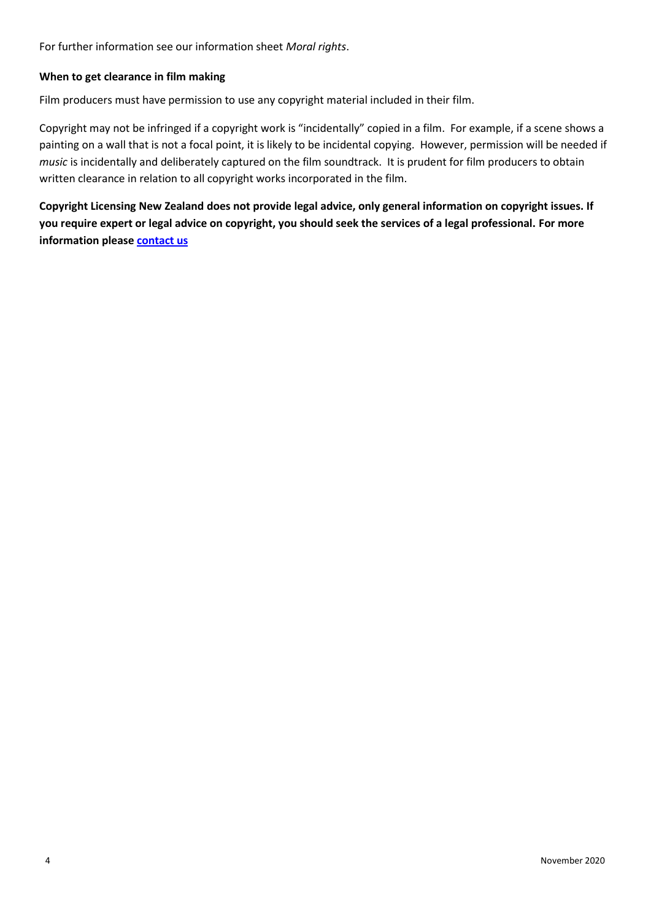For further information see our information sheet *Moral rights*.

**When to get clearance in film making**

Film producers must have permission to use any copyright material included in their film.

Copyright may not be infringed if a copyright work is "incidentally" copied in a film. For example, if a scene shows a painting on a wall that is not a focal point, it is likely to be incidental copying. However, permission will be needed if *music* is incidentally and deliberately captured on the film soundtrack. It is prudent for film producers to obtain written clearance in relation to all copyright works incorporated in the film.

**Copyright Licensing New Zealand does not provide legal advice, only general information on copyright issues. If you require expert or legal advice on copyright, you should seek the services of a legal professional. For more information please [contact us](#)**

November 2020